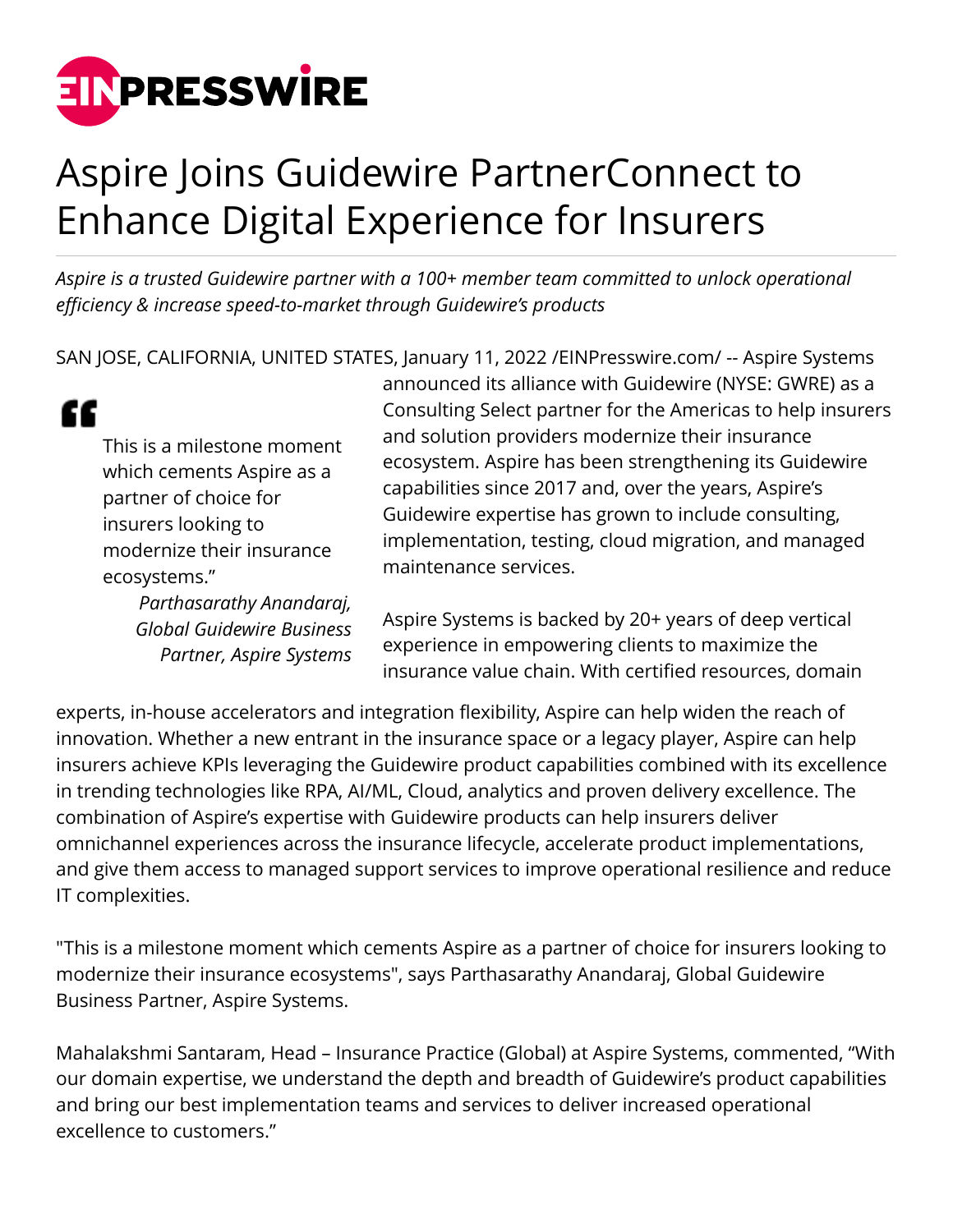# Aspire Joins Guidewire PartnerConnect to Enhance Digital Experience for Insurers

*Aspire is a trusted Guidewire partner with a 100+ member team committed to unlock operational efficiency & increase speed-to-market through Guidewire's products*

SAN JOSE, CALIFORNIA, UNITED STATES, January 11, 2022 /EINPresswire.com/ -- Aspire Systems announced its alliance with Guidewire (NYSE: GWRE) as a Consulting Select partner for the Americas to help insurers and solution providers modernize their insurance ecosystem. Aspire has been strengthening its Guidewire capabilities since 2017 and, over the years, Aspire's Guidewire expertise has grown to include consulting, implementation, testing, cloud migration, and managed maintenance services.

> This is a milestone moment which cements Aspire as a partner of choice for insurers looking to modernize their insurance ecosystems."
>
> *Parthasarathy Anandaraj, Global Guidewire Business Partner, Aspire Systems*

Aspire Systems is backed by 20+ years of deep vertical experience in empowering clients to maximize the insurance value chain. With certified resources, domain experts, in-house accelerators and integration flexibility, Aspire can help widen the reach of innovation. Whether a new entrant in the insurance space or a legacy player, Aspire can help insurers achieve KPIs leveraging the Guidewire product capabilities combined with its excellence in trending technologies like RPA, AI/ML, Cloud, analytics and proven delivery excellence. The combination of Aspire's expertise with Guidewire products can help insurers deliver omnichannel experiences across the insurance lifecycle, accelerate product implementations, and give them access to managed support services to improve operational resilience and reduce IT complexities.

"This is a milestone moment which cements Aspire as a partner of choice for insurers looking to modernize their insurance ecosystems", says Parthasarathy Anandaraj, Global Guidewire Business Partner, Aspire Systems.

Mahalakshmi Santaram, Head – Insurance Practice (Global) at Aspire Systems, commented, "With our domain expertise, we understand the depth and breadth of Guidewire's product capabilities and bring our best implementation teams and services to deliver increased operational excellence to customers."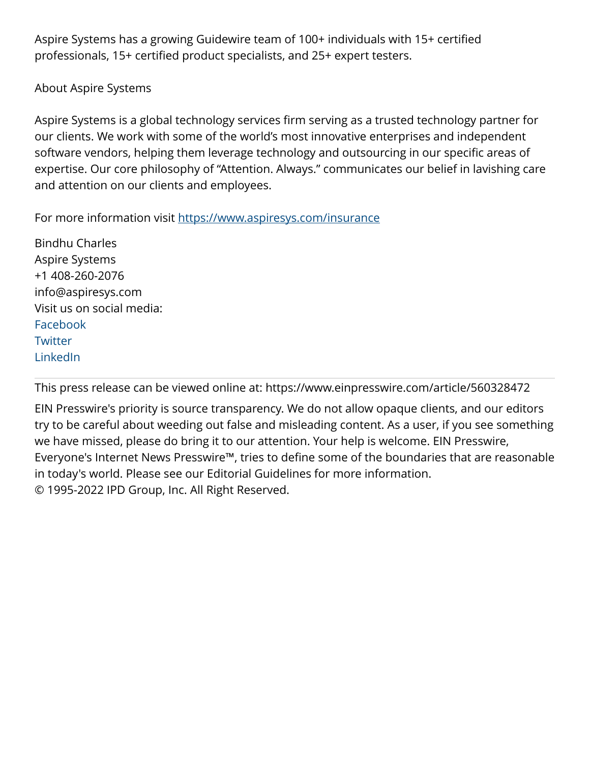Aspire Systems has a growing Guidewire team of 100+ individuals with 15+ certified professionals, 15+ certified product specialists, and 25+ expert testers.

About Aspire Systems

Aspire Systems is a global technology services firm serving as a trusted technology partner for our clients. We work with some of the world's most innovative enterprises and independent software vendors, helping them leverage technology and outsourcing in our specific areas of expertise. Our core philosophy of "Attention. Always." communicates our belief in lavishing care and attention on our clients and employees.

For more information visit https://www.aspiresys.com/insurance

Bindhu Charles
Aspire Systems
+1 408-260-2076
info@aspiresys.com
Visit us on social media:
Facebook
Twitter
LinkedIn

---

This press release can be viewed online at: https://www.einpresswire.com/article/560328472

EIN Presswire's priority is source transparency. We do not allow opaque clients, and our editors try to be careful about weeding out false and misleading content. As a user, if you see something we have missed, please do bring it to our attention. Your help is welcome. EIN Presswire, Everyone's Internet News Presswire™, tries to define some of the boundaries that are reasonable in today's world. Please see our Editorial Guidelines for more information.
© 1995-2022 IPD Group, Inc. All Right Reserved.